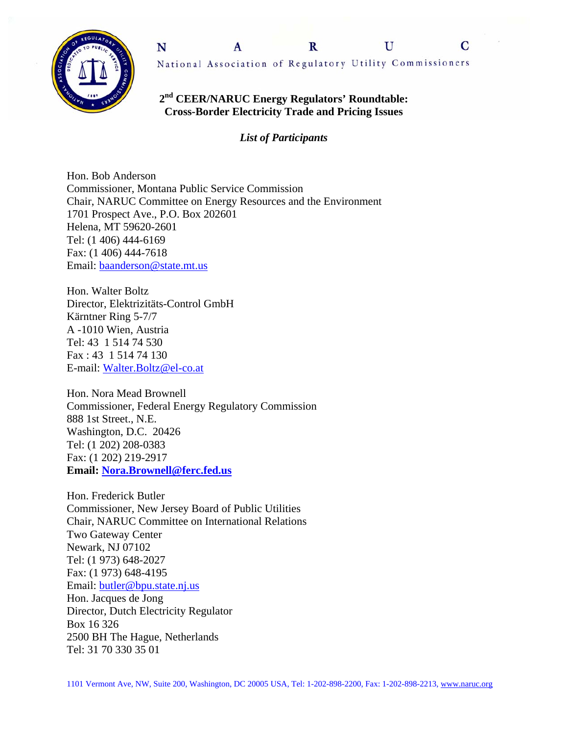**N A R U C**

National Association of Regulatory Utility Commissioners

**2nd CEER/NARUC Energy Regulators' Roundtable: Cross-Border Electricity Trade and Pricing Issues**

*List of Participants*

Hon. Bob Anderson
Commissioner, Montana Public Service Commission
Chair, NARUC Committee on Energy Resources and the Environment
1701 Prospect Ave., P.O. Box 202601
Helena, MT 59620-2601
Tel: (1 406) 444-6169
Fax: (1 406) 444-7618
Email: baanderson@state.mt.us

Hon. Walter Boltz
Director, Elektrizitäts-Control GmbH
Kärntner Ring 5-7/7
A -1010 Wien, Austria
Tel: 43 1 514 74 530
Fax : 43 1 514 74 130
E-mail: Walter.Boltz@el-co.at

Hon. Nora Mead Brownell
Commissioner, Federal Energy Regulatory Commission
888 1st Street., N.E.
Washington, D.C. 20426
Tel: (1 202) 208-0383
Fax: (1 202) 219-2917
**Email: Nora.Brownell@ferc.fed.us**

Hon. Frederick Butler
Commissioner, New Jersey Board of Public Utilities
Chair, NARUC Committee on International Relations
Two Gateway Center
Newark, NJ 07102
Tel: (1 973) 648-2027
Fax: (1 973) 648-4195
Email: butler@bpu.state.nj.us

Hon. Jacques de Jong
Director, Dutch Electricity Regulator
Box 16 326
2500 BH The Hague, Netherlands
Tel: 31 70 330 35 01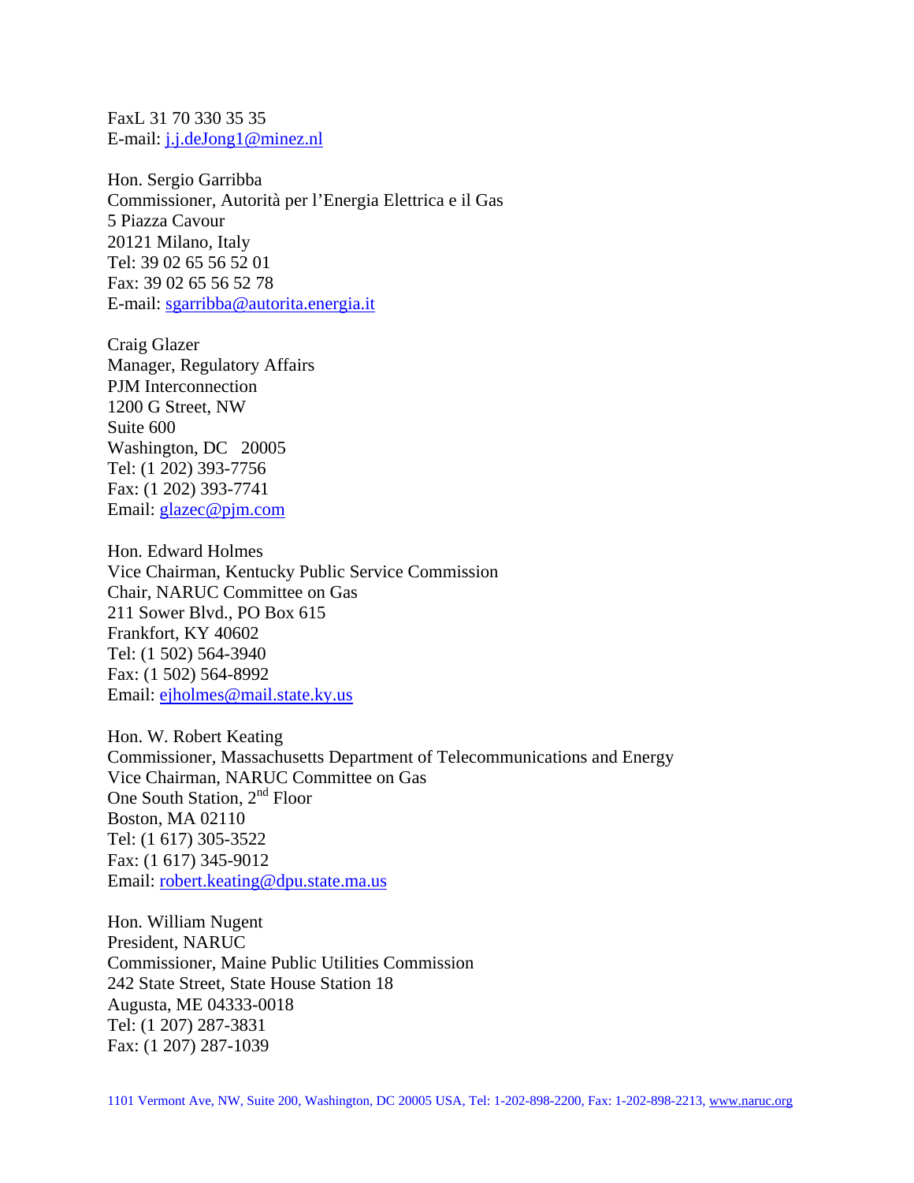FaxL 31 70 330 35 35
E-mail: j.j.deJong1@minez.nl

Hon. Sergio Garribba
Commissioner, Autorità per l'Energia Elettrica e il Gas
5 Piazza Cavour
20121 Milano, Italy
Tel: 39 02 65 56 52 01
Fax: 39 02 65 56 52 78
E-mail: sgarribba@autorita.energia.it

Craig Glazer
Manager, Regulatory Affairs
PJM Interconnection
1200 G Street, NW
Suite 600
Washington, DC 20005
Tel: (1 202) 393-7756
Fax: (1 202) 393-7741
Email: glazec@pjm.com

Hon. Edward Holmes
Vice Chairman, Kentucky Public Service Commission
Chair, NARUC Committee on Gas
211 Sower Blvd., PO Box 615
Frankfort, KY 40602
Tel: (1 502) 564-3940
Fax: (1 502) 564-8992
Email: ejholmes@mail.state.ky.us

Hon. W. Robert Keating
Commissioner, Massachusetts Department of Telecommunications and Energy
Vice Chairman, NARUC Committee on Gas
One South Station, 2nd Floor
Boston, MA 02110
Tel: (1 617) 305-3522
Fax: (1 617) 345-9012
Email: robert.keating@dpu.state.ma.us

Hon. William Nugent
President, NARUC
Commissioner, Maine Public Utilities Commission
242 State Street, State House Station 18
Augusta, ME 04333-0018
Tel: (1 207) 287-3831
Fax: (1 207) 287-1039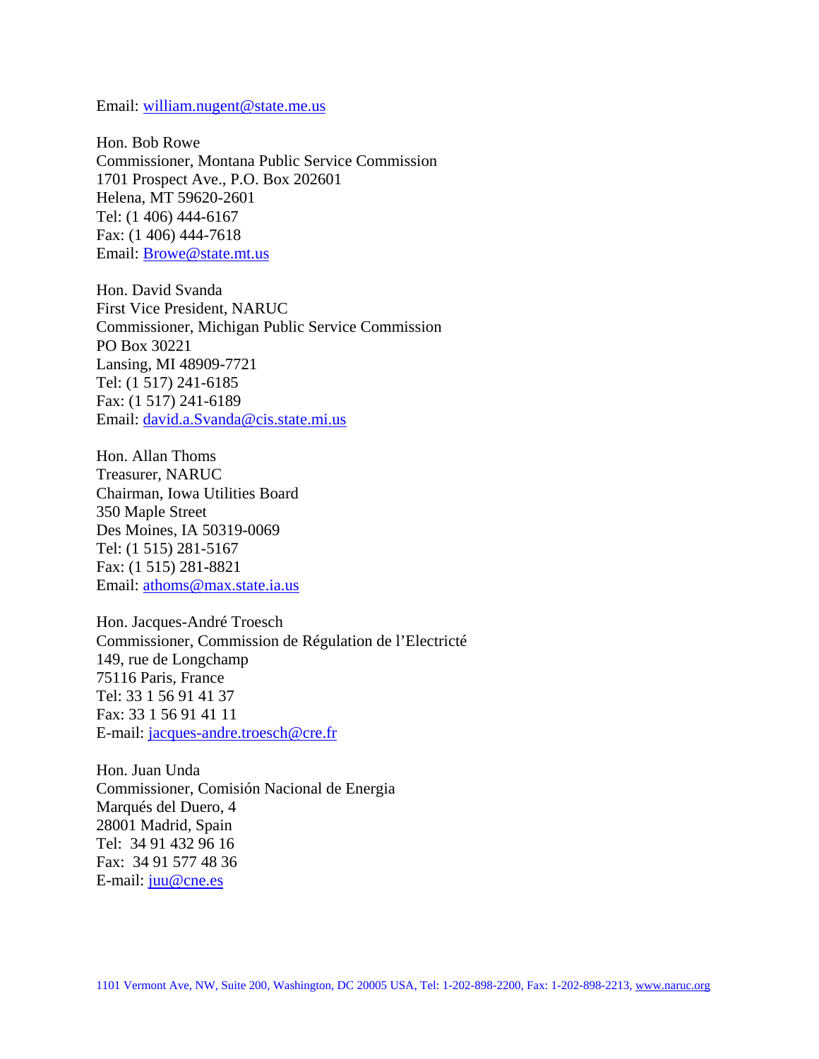Email: william.nugent@state.me.us

Hon. Bob Rowe  
Commissioner, Montana Public Service Commission  
1701 Prospect Ave., P.O. Box 202601  
Helena, MT 59620-2601  
Tel: (1 406) 444-6167  
Fax: (1 406) 444-7618  
Email: Browe@state.mt.us

Hon. David Svanda  
First Vice President, NARUC  
Commissioner, Michigan Public Service Commission  
PO Box 30221  
Lansing, MI 48909-7721  
Tel: (1 517) 241-6185  
Fax: (1 517) 241-6189  
Email: david.a.Svanda@cis.state.mi.us

Hon. Allan Thoms  
Treasurer, NARUC  
Chairman, Iowa Utilities Board  
350 Maple Street  
Des Moines, IA 50319-0069  
Tel: (1 515) 281-5167  
Fax: (1 515) 281-8821  
Email: athoms@max.state.ia.us

Hon. Jacques-André Troesch  
Commissioner, Commission de Régulation de l'Electricté  
149, rue de Longchamp  
75116 Paris, France  
Tel: 33 1 56 91 41 37  
Fax: 33 1 56 91 41 11  
E-mail: jacques-andre.troesch@cre.fr

Hon. Juan Unda  
Commissioner, Comisión Nacional de Energia  
Marqués del Duero, 4  
28001 Madrid, Spain  
Tel: 34 91 432 96 16  
Fax: 34 91 577 48 36  
E-mail: juu@cne.es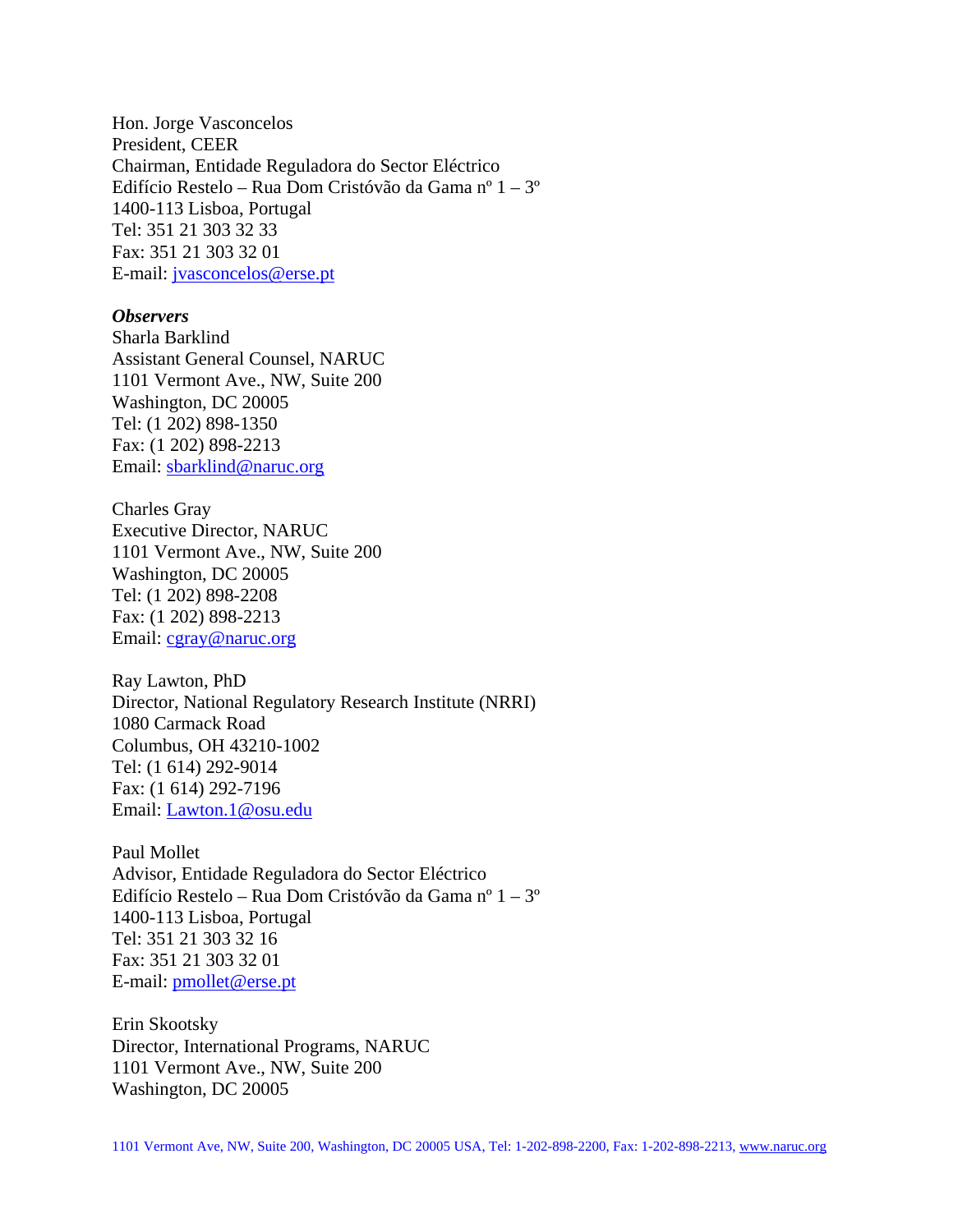Hon. Jorge Vasconcelos
President, CEER
Chairman, Entidade Reguladora do Sector Eléctrico
Edifício Restelo – Rua Dom Cristóvão da Gama nº 1 – 3º
1400-113 Lisboa, Portugal
Tel: 351 21 303 32 33
Fax: 351 21 303 32 01
E-mail: jvasconcelos@erse.pt

***Observers***

Sharla Barklind
Assistant General Counsel, NARUC
1101 Vermont Ave., NW, Suite 200
Washington, DC 20005
Tel: (1 202) 898-1350
Fax: (1 202) 898-2213
Email: sbarklind@naruc.org

Charles Gray
Executive Director, NARUC
1101 Vermont Ave., NW, Suite 200
Washington, DC 20005
Tel: (1 202) 898-2208
Fax: (1 202) 898-2213
Email: cgray@naruc.org

Ray Lawton, PhD
Director, National Regulatory Research Institute (NRRI)
1080 Carmack Road
Columbus, OH 43210-1002
Tel: (1 614) 292-9014
Fax: (1 614) 292-7196
Email: Lawton.1@osu.edu

Paul Mollet
Advisor, Entidade Reguladora do Sector Eléctrico
Edifício Restelo – Rua Dom Cristóvão da Gama nº 1 – 3º
1400-113 Lisboa, Portugal
Tel: 351 21 303 32 16
Fax: 351 21 303 32 01
E-mail: pmollet@erse.pt

Erin Skootsky
Director, International Programs, NARUC
1101 Vermont Ave., NW, Suite 200
Washington, DC 20005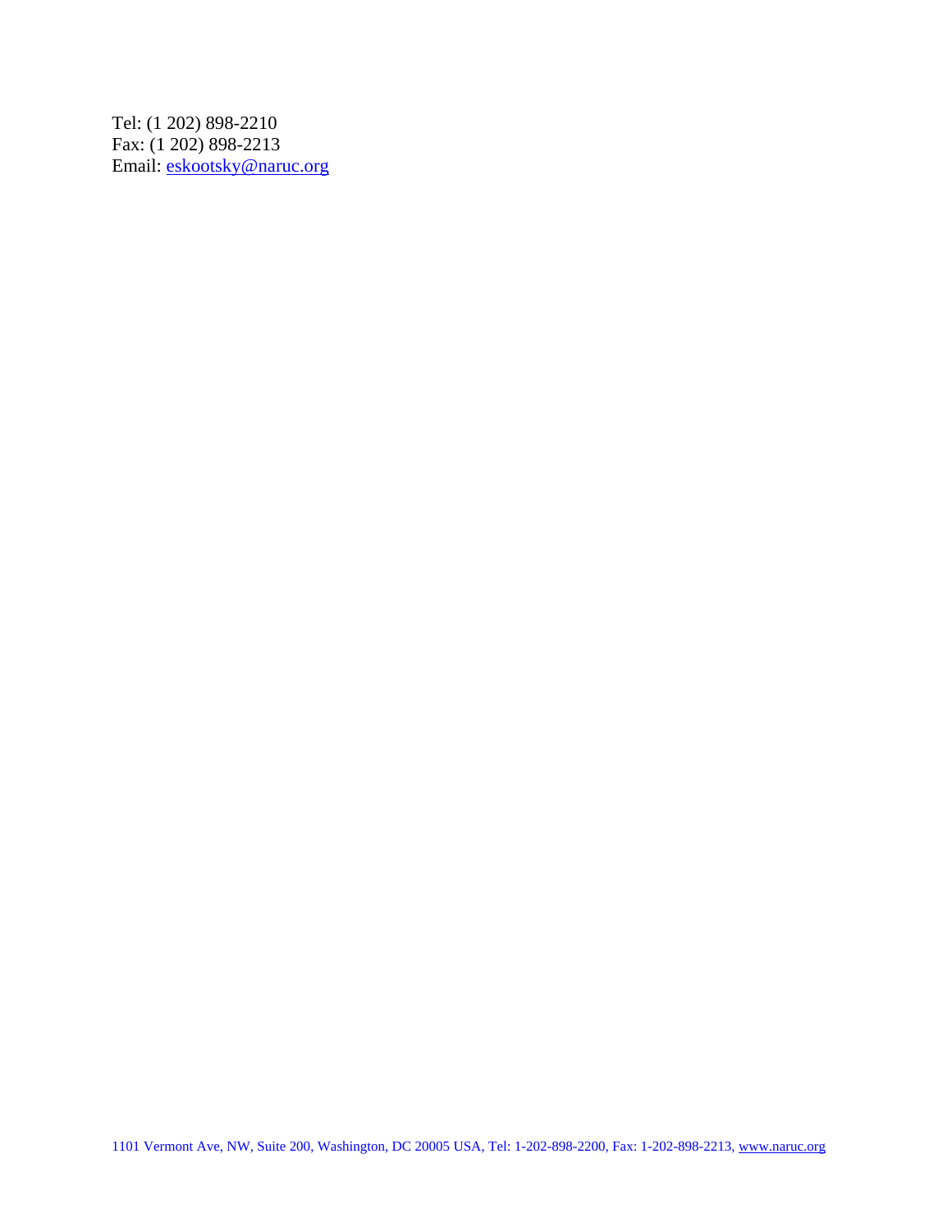Tel: (1 202) 898-2210
Fax: (1 202) 898-2213
Email: eskootsky@naruc.org